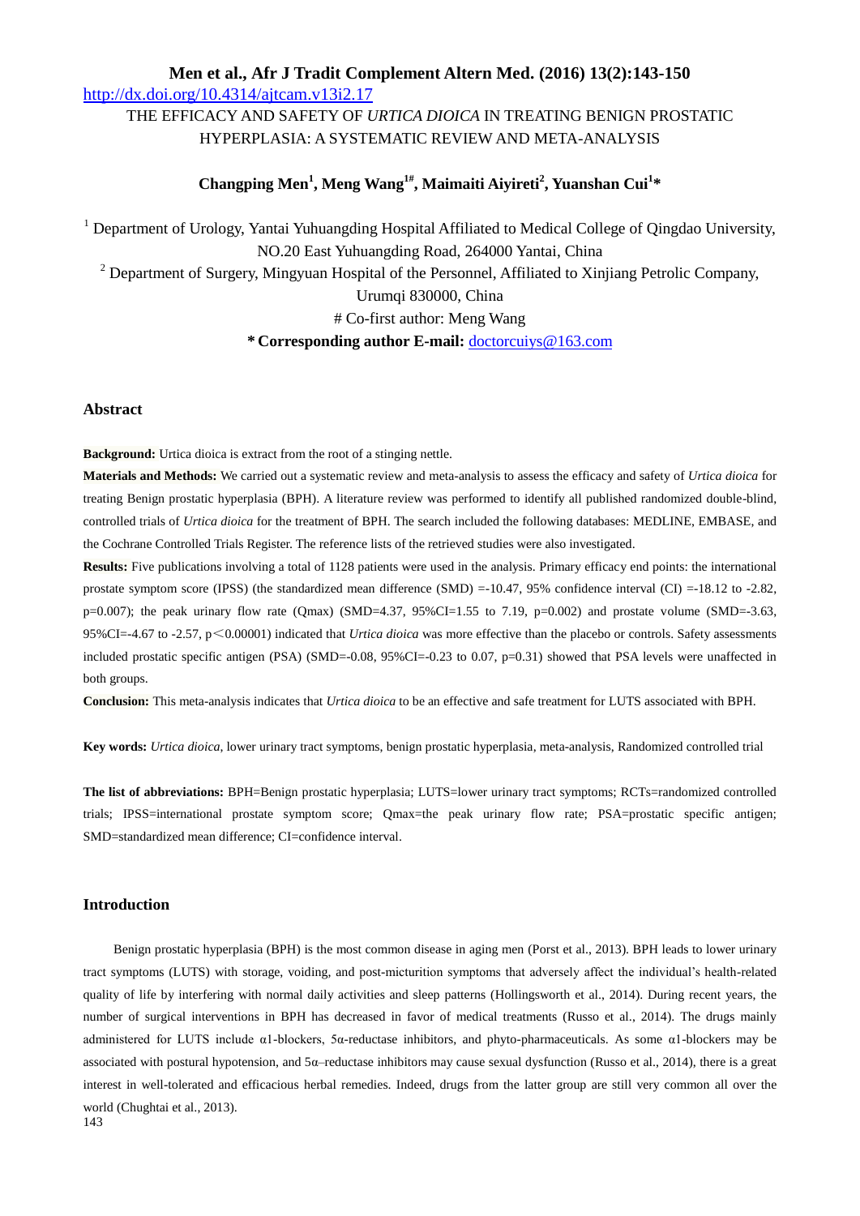http://dx.doi.org/10.4314/ajtcam.v13i2.17

# THE EFFICACY AND SAFETY OF *URTICA DIOICA* IN TREATING BENIGN PROSTATIC HYPERPLASIA: A SYSTEMATIC REVIEW AND META-ANALYSIS

**Changping Men[1], Meng Wang[1#], Maimaiti Aiyireti[2], Yuanshan Cui[1]***

[1] Department of Urology, Yantai Yuhuangding Hospital Affiliated to Medical College of Qingdao University, NO.20 East Yuhuangding Road, 264000 Yantai, China

[2] Department of Surgery, Mingyuan Hospital of the Personnel, Affiliated to Xinjiang Petrolic Company, Urumqi 830000, China

# Co-first author: Meng Wang

***Corresponding author E-mail:** doctorcuiys@163.com

## Abstract

**Background:** Urtica dioica is extract from the root of a stinging nettle.

**Materials and Methods:** We carried out a systematic review and meta-analysis to assess the efficacy and safety of *Urtica dioica* for treating Benign prostatic hyperplasia (BPH). A literature review was performed to identify all published randomized double-blind, controlled trials of *Urtica dioica* for the treatment of BPH. The search included the following databases: MEDLINE, EMBASE, and the Cochrane Controlled Trials Register. The reference lists of the retrieved studies were also investigated.

**Results:** Five publications involving a total of 1128 patients were used in the analysis. Primary efficacy end points: the international prostate symptom score (IPSS) (the standardized mean difference (SMD) =-10.47, 95% confidence interval (CI) =-18.12 to -2.82, p=0.007); the peak urinary flow rate (Qmax) (SMD=4.37, 95%CI=1.55 to 7.19, p=0.002) and prostate volume (SMD=-3.63, 95%CI=-4.67 to -2.57, p＜0.00001) indicated that *Urtica dioica* was more effective than the placebo or controls. Safety assessments included prostatic specific antigen (PSA) (SMD=-0.08, 95%CI=-0.23 to 0.07, p=0.31) showed that PSA levels were unaffected in both groups.

**Conclusion:** This meta-analysis indicates that *Urtica dioica* to be an effective and safe treatment for LUTS associated with BPH.

**Key words:** *Urtica dioica*, lower urinary tract symptoms, benign prostatic hyperplasia, meta-analysis, Randomized controlled trial

**The list of abbreviations:** BPH=Benign prostatic hyperplasia; LUTS=lower urinary tract symptoms; RCTs=randomized controlled trials; IPSS=international prostate symptom score; Qmax=the peak urinary flow rate; PSA=prostatic specific antigen; SMD=standardized mean difference; CI=confidence interval.

## Introduction

Benign prostatic hyperplasia (BPH) is the most common disease in aging men (Porst et al., 2013). BPH leads to lower urinary tract symptoms (LUTS) with storage, voiding, and post-micturition symptoms that adversely affect the individual's health-related quality of life by interfering with normal daily activities and sleep patterns (Hollingsworth et al., 2014). During recent years, the number of surgical interventions in BPH has decreased in favor of medical treatments (Russo et al., 2014). The drugs mainly administered for LUTS include α1-blockers, 5α-reductase inhibitors, and phyto-pharmaceuticals. As some α1-blockers may be associated with postural hypotension, and 5α–reductase inhibitors may cause sexual dysfunction (Russo et al., 2014), there is a great interest in well-tolerated and efficacious herbal remedies. Indeed, drugs from the latter group are still very common all over the world (Chughtai et al., 2013).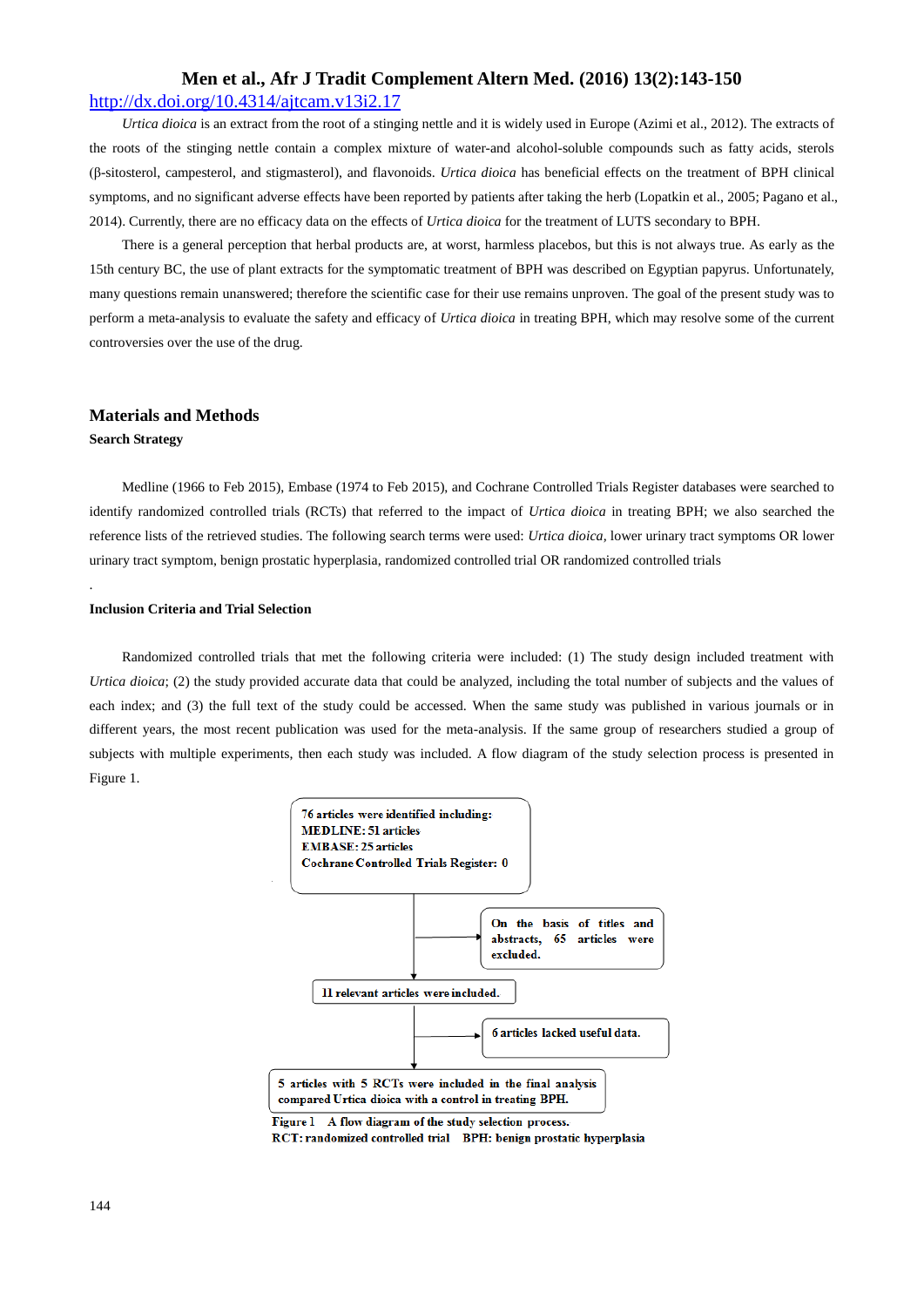*Urtica dioica* is an extract from the root of a stinging nettle and it is widely used in Europe (Azimi et al., 2012). The extracts of the roots of the stinging nettle contain a complex mixture of water-and alcohol-soluble compounds such as fatty acids, sterols (β-sitosterol, campesterol, and stigmasterol), and flavonoids. *Urtica dioica* has beneficial effects on the treatment of BPH clinical symptoms, and no significant adverse effects have been reported by patients after taking the herb (Lopatkin et al., 2005; Pagano et al., 2014). Currently, there are no efficacy data on the effects of *Urtica dioica* for the treatment of LUTS secondary to BPH.

There is a general perception that herbal products are, at worst, harmless placebos, but this is not always true. As early as the 15th century BC, the use of plant extracts for the symptomatic treatment of BPH was described on Egyptian papyrus. Unfortunately, many questions remain unanswered; therefore the scientific case for their use remains unproven. The goal of the present study was to perform a meta-analysis to evaluate the safety and efficacy of *Urtica dioica* in treating BPH, which may resolve some of the current controversies over the use of the drug.

## Materials and Methods

### Search Strategy

Medline (1966 to Feb 2015), Embase (1974 to Feb 2015), and Cochrane Controlled Trials Register databases were searched to identify randomized controlled trials (RCTs) that referred to the impact of *Urtica dioica* in treating BPH; we also searched the reference lists of the retrieved studies. The following search terms were used: *Urtica dioica*, lower urinary tract symptoms OR lower urinary tract symptom, benign prostatic hyperplasia, randomized controlled trial OR randomized controlled trials

.

### Inclusion Criteria and Trial Selection

Randomized controlled trials that met the following criteria were included: (1) The study design included treatment with *Urtica dioica*; (2) the study provided accurate data that could be analyzed, including the total number of subjects and the values of each index; and (3) the full text of the study could be accessed. When the same study was published in various journals or in different years, the most recent publication was used for the meta-analysis. If the same group of researchers studied a group of subjects with multiple experiments, then each study was included. A flow diagram of the study selection process is presented in Figure 1.

**76 articles were identified including:**
**MEDLINE: 51 articles**
**EMBASE: 25 articles**
**Cochrane Controlled Trials Register: 0**

→ **On the basis of titles and abstracts, 65 articles were excluded.**

**11 relevant articles were included.**

→ **6 articles lacked useful data.**

**5 articles with 5 RCTs were included in the final analysis compared Urtica dioica with a control in treating BPH.**

**Figure 1** A flow diagram of the study selection process.
**RCT: randomized controlled trial BPH: benign prostatic hyperplasia**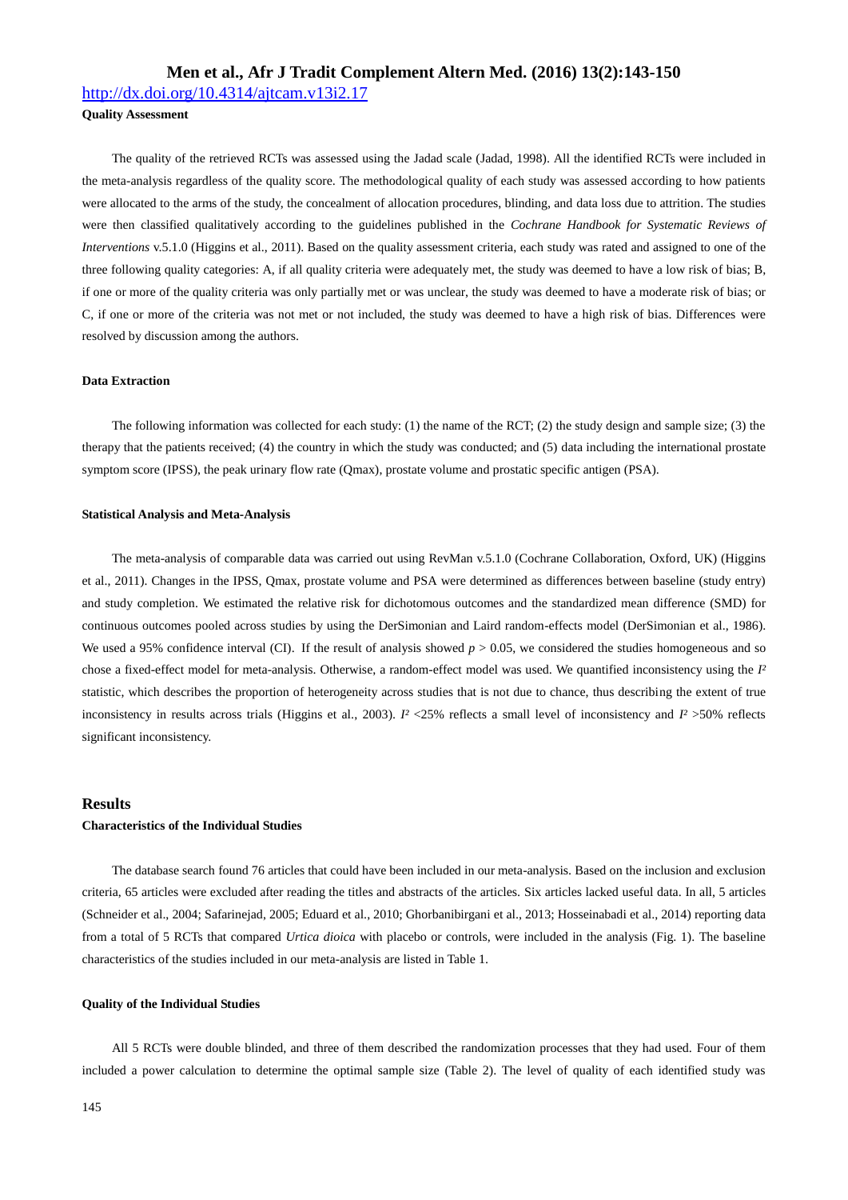**Quality Assessment**

The quality of the retrieved RCTs was assessed using the Jadad scale (Jadad, 1998). All the identified RCTs were included in the meta-analysis regardless of the quality score. The methodological quality of each study was assessed according to how patients were allocated to the arms of the study, the concealment of allocation procedures, blinding, and data loss due to attrition. The studies were then classified qualitatively according to the guidelines published in the *Cochrane Handbook for Systematic Reviews of Interventions* v.5.1.0 (Higgins et al., 2011). Based on the quality assessment criteria, each study was rated and assigned to one of the three following quality categories: A, if all quality criteria were adequately met, the study was deemed to have a low risk of bias; B, if one or more of the quality criteria was only partially met or was unclear, the study was deemed to have a moderate risk of bias; or C, if one or more of the criteria was not met or not included, the study was deemed to have a high risk of bias. Differences were resolved by discussion among the authors.

**Data Extraction**

The following information was collected for each study: (1) the name of the RCT; (2) the study design and sample size; (3) the therapy that the patients received; (4) the country in which the study was conducted; and (5) data including the international prostate symptom score (IPSS), the peak urinary flow rate (Qmax), prostate volume and prostatic specific antigen (PSA).

**Statistical Analysis and Meta-Analysis**

The meta-analysis of comparable data was carried out using RevMan v.5.1.0 (Cochrane Collaboration, Oxford, UK) (Higgins et al., 2011). Changes in the IPSS, Qmax, prostate volume and PSA were determined as differences between baseline (study entry) and study completion. We estimated the relative risk for dichotomous outcomes and the standardized mean difference (SMD) for continuous outcomes pooled across studies by using the DerSimonian and Laird random-effects model (DerSimonian et al., 1986). We used a 95% confidence interval (CI). If the result of analysis showed $p > 0.05$, we considered the studies homogeneous and so chose a fixed-effect model for meta-analysis. Otherwise, a random-effect model was used. We quantified inconsistency using the $I^2$ statistic, which describes the proportion of heterogeneity across studies that is not due to chance, thus describing the extent of true inconsistency in results across trials (Higgins et al., 2003). $I^2$ <25% reflects a small level of inconsistency and $I^2$ >50% reflects significant inconsistency.

## Results

**Characteristics of the Individual Studies**

The database search found 76 articles that could have been included in our meta-analysis. Based on the inclusion and exclusion criteria, 65 articles were excluded after reading the titles and abstracts of the articles. Six articles lacked useful data. In all, 5 articles (Schneider et al., 2004; Safarinejad, 2005; Eduard et al., 2010; Ghorbanibirgani et al., 2013; Hosseinabadi et al., 2014) reporting data from a total of 5 RCTs that compared *Urtica dioica* with placebo or controls, were included in the analysis (Fig. 1). The baseline characteristics of the studies included in our meta-analysis are listed in Table 1.

**Quality of the Individual Studies**

All 5 RCTs were double blinded, and three of them described the randomization processes that they had used. Four of them included a power calculation to determine the optimal sample size (Table 2). The level of quality of each identified study was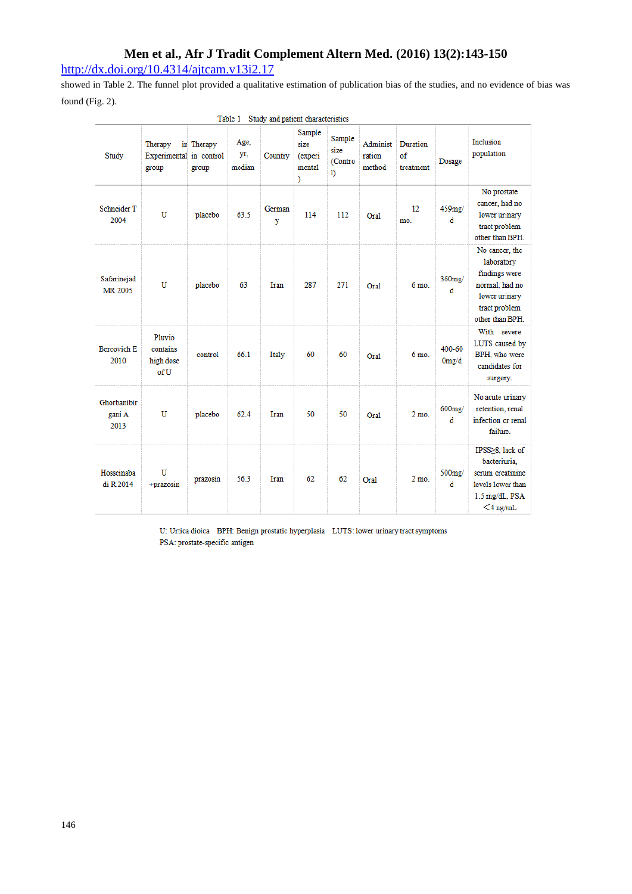showed in Table 2. The funnel plot provided a qualitative estimation of publication bias of the studies, and no evidence of bias was found (Fig. 2).

Table 1 Study and patient characteristics

| Study | Therapy in Experimental group | Therapy in control group | Age, yr, median | Country | Sample size (experimental) | Sample size (Control) | Administration method | Duration of treatment | Dosage | Inclusion population |
|---|---|---|---|---|---|---|---|---|---|---|
| Schneider T 2004 | U | placebo | 63.5 | Germany | 114 | 112 | Oral | 12 mo. | 459mg/d | No prostate cancer, had no lower urinary tract problem other than BPH. |
| Safarinejad MR 2005 | U | placebo | 63 | Iran | 287 | 271 | Oral | 6 mo. | 360mg/d | No cancer, the laboratory findings were normal; had no lower urinary tract problem other than BPH. |
| Bercovich E 2010 | Pluvio contains high dose of U | control | 66.1 | Italy | 60 | 60 | Oral | 6 mo. | 400-600mg/d | With severe LUTS caused by BPH, who were candidates for surgery. |
| Ghorbanibirgani A 2013 | U | placebo | 62.4 | Iran | 50 | 50 | Oral | 2 mo. | 600mg/d | No acute urinary retention, renal infection or renal failure. |
| Hosseinabadi R 2014 | U +prazosin | prazosin | 56.3 | Iran | 62 | 62 | Oral | 2 mo. | 500mg/d | IPSS≥8, lack of bacteriuria, serum creatinine levels lower than 1.5 mg/dL, PSA <4 ng/mL |

U: Urtica dioica BPH: Benign prostatic hyperplasia LUTS: lower urinary tract symptoms
PSA: prostate-specific antigen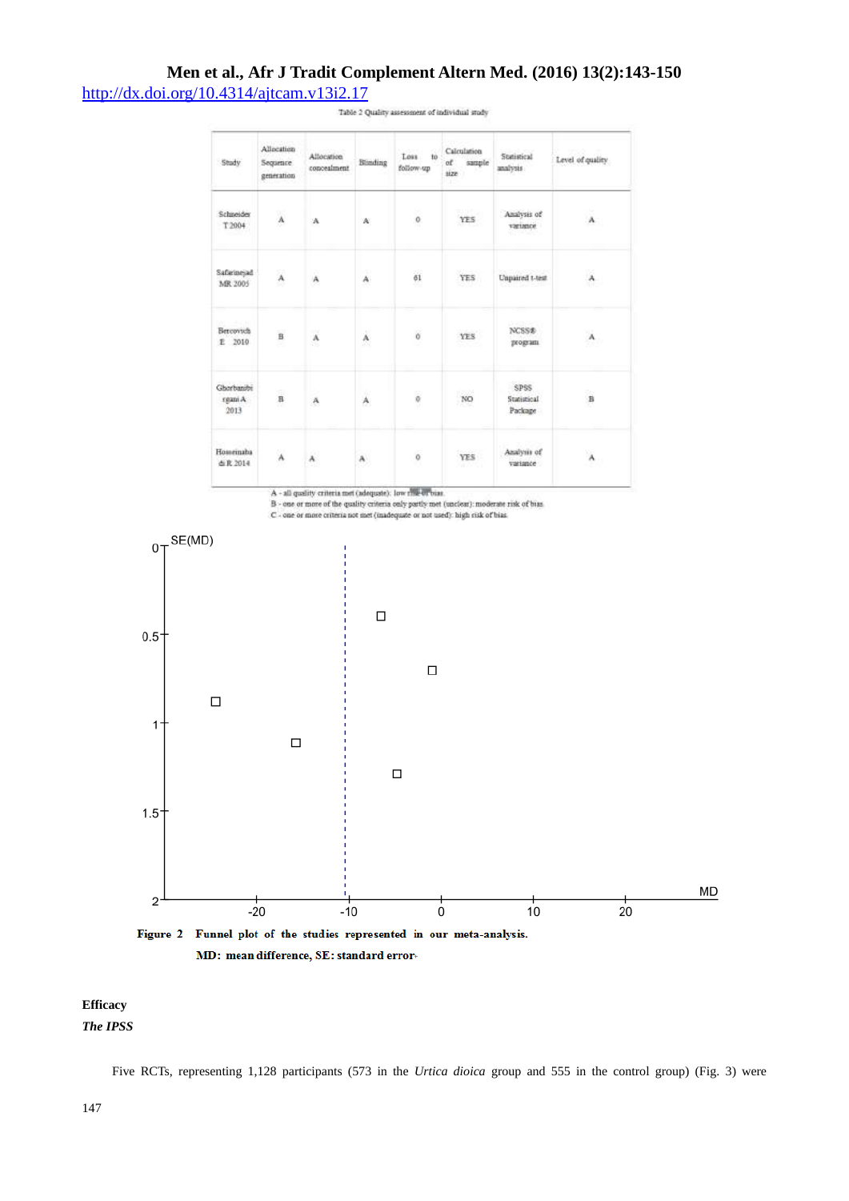Table 2 Quality assessment of individual study

| Study | Allocation Sequence generation | Allocation concealment | Blinding | Loss to follow-up | Calculation of sample size | Statistical analysis | Level of quality |
|---|---|---|---|---|---|---|---|
| Schneider T 2004 | A | A | A | 0 | YES | Analysis of variance | A |
| Safarinejad MR 2005 | A | A | A | 61 | YES | Unpaired t-test | A |
| Bercovich E 2010 | B | A | A | 0 | YES | NCSS® program | A |
| Ghorbanibirgani A 2013 | B | A | A | 0 | NO | SPSS Statistical Package | B |
| Hosseinabadi R 2014 | A | A | A | 0 | YES | Analysis of variance | A |

A - all quality criteria met (adequate): low risk of bias.
B - one or more of the quality criteria only partly met (unclear): moderate risk of bias.
C - one or more criteria not met (inadequate or not used): high risk of bias.

**Figure 2 Funnel plot of the studies represented in our meta-analysis.**
**MD: mean difference, SE: standard error**

**Efficacy**

***The IPSS***

Five RCTs, representing 1,128 participants (573 in the *Urtica dioica* group and 555 in the control group) (Fig. 3) were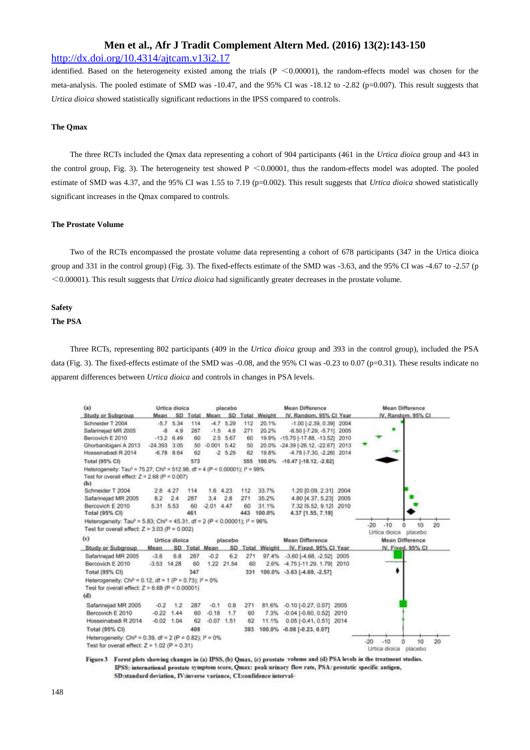identified. Based on the heterogeneity existed among the trials (P <0.00001), the random-effects model was chosen for the meta-analysis. The pooled estimate of SMD was -10.47, and the 95% CI was -18.12 to -2.82 (p=0.007). This result suggests that *Urtica dioica* showed statistically significant reductions in the IPSS compared to controls.

#### The Qmax

The three RCTs included the Qmax data representing a cohort of 904 participants (461 in the *Urtica dioica* group and 443 in the control group, Fig. 3). The heterogeneity test showed P <0.00001, thus the random-effects model was adopted. The pooled estimate of SMD was 4.37, and the 95% CI was 1.55 to 7.19 (p=0.002). This result suggests that *Urtica dioica* showed statistically significant increases in the Qmax compared to controls.

#### The Prostate Volume

Two of the RCTs encompassed the prostate volume data representing a cohort of 678 participants (347 in the Urtica dioica group and 331 in the control group) (Fig. 3). The fixed-effects estimate of the SMD was -3.63, and the 95% CI was -4.67 to -2.57 (p <0.00001). This result suggests that *Urtica dioica* had significantly greater decreases in the prostate volume.

#### Safety

#### The PSA

Three RCTs, representing 802 participants (409 in the *Urtica dioica* group and 393 in the control group), included the PSA data (Fig. 3). The fixed-effects estimate of the SMD was -0.08, and the 95% CI was -0.23 to 0.07 (p=0.31). These results indicate no apparent differences between *Urtica dioica* and controls in changes in PSA levels.

(a)

| Study or Subgroup | Urtica dioica Mean | SD | Total | placebo Mean | SD | Total | Weight | Mean Difference IV, Random, 95% CI | Year |
|---|---|---|---|---|---|---|---|---|---|
| Schneider T 2004 | -5.7 | 5.34 | 114 | -4.7 | 5.29 | 112 | 20.1% | -1.00 [-2.39, 0.39] | 2004 |
| Safarinejad MR 2005 | -8 | 4.9 | 287 | -1.5 | 4.6 | 271 | 20.2% | -6.50 [-7.29, -5.71] | 2005 |
| Bercovich E 2010 | -13.2 | 6.49 | 60 | 2.5 | 5.67 | 60 | 19.9% | -15.70 [-17.88, -13.52] | 2010 |
| Ghorbanibigani A 2013 | -24.393 | 3.05 | 50 | -0.001 | 5.42 | 50 | 20.0% | -24.39 [-26.12, -22.67] | 2013 |
| Hosseinabadi R 2014 | -6.78 | 8.64 | 62 | -2 | 5.29 | 62 | 19.8% | -4.78 [-7.30, -2.26] | 2014 |
| Total (95% CI) | | | 573 | | | 555 | 100.0% | -10.47 [-18.12, -2.82] | |

Heterogeneity: Tau² = 75.27; Chi² = 512.98, df = 4 (P < 0.00001); I² = 99%
Test for overall effect: Z = 2.68 (P = 0.007)

(b)

| Study or Subgroup | Urtica dioica Mean | SD | Total | placebo Mean | SD | Total | Weight | Mean Difference IV, Random, 95% CI | Year |
|---|---|---|---|---|---|---|---|---|---|
| Schneider T 2004 | 2.8 | 4.27 | 114 | 1.6 | 4.23 | 112 | 33.7% | 1.20 [0.09, 2.31] | 2004 |
| Safarinejad MR 2005 | 8.2 | 2.4 | 287 | 3.4 | 2.8 | 271 | 35.2% | 4.80 [4.37, 5.23] | 2005 |
| Bercovich E 2010 | 5.31 | 5.53 | 60 | -2.01 | 4.47 | 60 | 31.1% | 7.32 [5.52, 9.12] | 2010 |
| Total (95% CI) | | | 461 | | | 443 | 100.0% | 4.37 [1.55, 7.19] | |

Heterogeneity: Tau² = 5.83; Chi² = 45.31, df = 2 (P < 0.00001); I² = 96%
Test for overall effect: Z = 3.03 (P = 0.002)

(c)

| Study or Subgroup | Urtica dioica Mean | SD | Total | placebo Mean | SD | Total | Weight | Mean Difference IV, Fixed, 95% CI | Year |
|---|---|---|---|---|---|---|---|---|---|
| Safarinejad MR 2005 | -3.8 | 6.8 | 287 | -0.2 | 6.2 | 271 | 97.4% | -3.60 [-4.68, -2.52] | 2005 |
| Bercovich E 2010 | -3.53 | 14.28 | 60 | 1.22 | 21.54 | 60 | 2.6% | -4.75 [-11.29, 1.79] | 2010 |
| Total (95% CI) | | | 347 | | | 331 | 100.0% | -3.63 [-4.69, -2.57] | |

Heterogeneity: Chi² = 0.12, df = 1 (P = 0.73); I² = 0%
Test for overall effect: Z = 6.68 (P < 0.00001)

(d)

| Study or Subgroup | Urtica dioica Mean | SD | Total | placebo Mean | SD | Total | Weight | Mean Difference IV, Fixed, 95% CI | Year |
|---|---|---|---|---|---|---|---|---|---|
| Safarinejad MR 2005 | -0.2 | 1.2 | 287 | -0.1 | 0.8 | 271 | 81.6% | -0.10 [-0.27, 0.07] | 2005 |
| Bercovich E 2010 | -0.22 | 1.44 | 60 | -0.18 | 1.7 | 60 | 7.3% | -0.04 [-0.60, 0.52] | 2010 |
| Hosseinabadi R 2014 | -0.02 | 1.04 | 62 | -0.07 | 1.51 | 62 | 11.1% | 0.05 [-0.41, 0.51] | 2014 |
| Total (95% CI) | | | 409 | | | 393 | 100.0% | -0.08 [-0.23, 0.07] | |

Heterogeneity: Chi² = 0.39, df = 2 (P = 0.82); I² = 0%
Test for overall effect: Z = 1.02 (P = 0.31)

**Figure 3** Forest plots showing changes in (a) IPSS, (b) Qmax, (c) prostate volume and (d) PSA levels in the treatment studies. IPSS: international prostate symptom score, Qmax: peak urinary flow rate, PSA: prostatic specific antigen, SD:standard deviation, IV:inverse variance, CI:confidence interval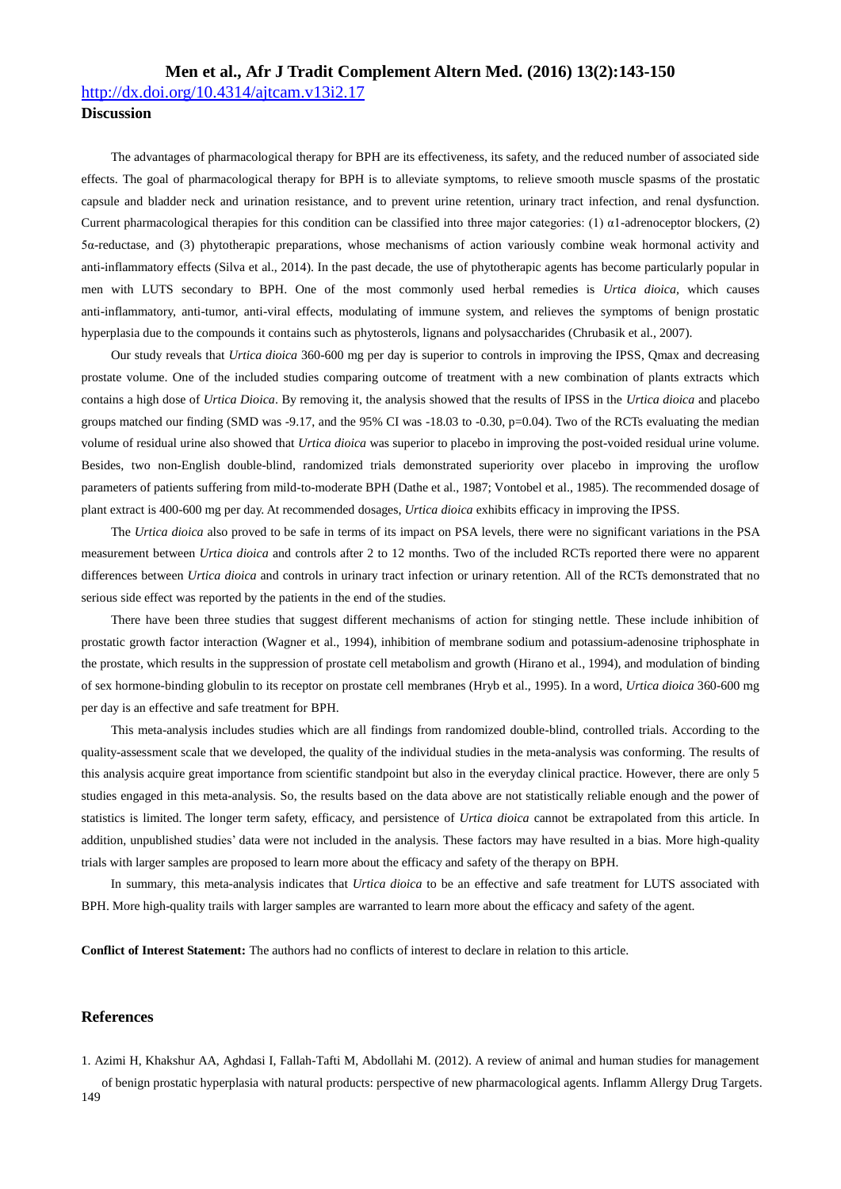## Discussion

The advantages of pharmacological therapy for BPH are its effectiveness, its safety, and the reduced number of associated side effects. The goal of pharmacological therapy for BPH is to alleviate symptoms, to relieve smooth muscle spasms of the prostatic capsule and bladder neck and urination resistance, and to prevent urine retention, urinary tract infection, and renal dysfunction. Current pharmacological therapies for this condition can be classified into three major categories: (1) α1-adrenoceptor blockers, (2) 5α-reductase, and (3) phytotherapic preparations, whose mechanisms of action variously combine weak hormonal activity and anti-inflammatory effects (Silva et al., 2014). In the past decade, the use of phytotherapic agents has become particularly popular in men with LUTS secondary to BPH. One of the most commonly used herbal remedies is *Urtica dioica*, which causes anti-inflammatory, anti-tumor, anti-viral effects, modulating of immune system, and relieves the symptoms of benign prostatic hyperplasia due to the compounds it contains such as phytosterols, lignans and polysaccharides (Chrubasik et al., 2007).

Our study reveals that *Urtica dioica* 360-600 mg per day is superior to controls in improving the IPSS, Qmax and decreasing prostate volume. One of the included studies comparing outcome of treatment with a new combination of plants extracts which contains a high dose of *Urtica Dioica*. By removing it, the analysis showed that the results of IPSS in the *Urtica dioica* and placebo groups matched our finding (SMD was -9.17, and the 95% CI was -18.03 to -0.30, p=0.04). Two of the RCTs evaluating the median volume of residual urine also showed that *Urtica dioica* was superior to placebo in improving the post-voided residual urine volume. Besides, two non-English double-blind, randomized trials demonstrated superiority over placebo in improving the uroflow parameters of patients suffering from mild-to-moderate BPH (Dathe et al., 1987; Vontobel et al., 1985). The recommended dosage of plant extract is 400-600 mg per day. At recommended dosages, *Urtica dioica* exhibits efficacy in improving the IPSS.

The *Urtica dioica* also proved to be safe in terms of its impact on PSA levels, there were no significant variations in the PSA measurement between *Urtica dioica* and controls after 2 to 12 months. Two of the included RCTs reported there were no apparent differences between *Urtica dioica* and controls in urinary tract infection or urinary retention. All of the RCTs demonstrated that no serious side effect was reported by the patients in the end of the studies.

There have been three studies that suggest different mechanisms of action for stinging nettle. These include inhibition of prostatic growth factor interaction (Wagner et al., 1994), inhibition of membrane sodium and potassium-adenosine triphosphate in the prostate, which results in the suppression of prostate cell metabolism and growth (Hirano et al., 1994), and modulation of binding of sex hormone-binding globulin to its receptor on prostate cell membranes (Hryb et al., 1995). In a word, *Urtica dioica* 360-600 mg per day is an effective and safe treatment for BPH.

This meta-analysis includes studies which are all findings from randomized double-blind, controlled trials. According to the quality-assessment scale that we developed, the quality of the individual studies in the meta-analysis was conforming. The results of this analysis acquire great importance from scientific standpoint but also in the everyday clinical practice. However, there are only 5 studies engaged in this meta-analysis. So, the results based on the data above are not statistically reliable enough and the power of statistics is limited. The longer term safety, efficacy, and persistence of *Urtica dioica* cannot be extrapolated from this article. In addition, unpublished studies' data were not included in the analysis. These factors may have resulted in a bias. More high-quality trials with larger samples are proposed to learn more about the efficacy and safety of the therapy on BPH.

In summary, this meta-analysis indicates that *Urtica dioica* to be an effective and safe treatment for LUTS associated with BPH. More high-quality trails with larger samples are warranted to learn more about the efficacy and safety of the agent.

**Conflict of Interest Statement:** The authors had no conflicts of interest to declare in relation to this article.

## References

1. Azimi H, Khakshur AA, Aghdasi I, Fallah-Tafti M, Abdollahi M. (2012). A review of animal and human studies for management of benign prostatic hyperplasia with natural products: perspective of new pharmacological agents. Inflamm Allergy Drug Targets.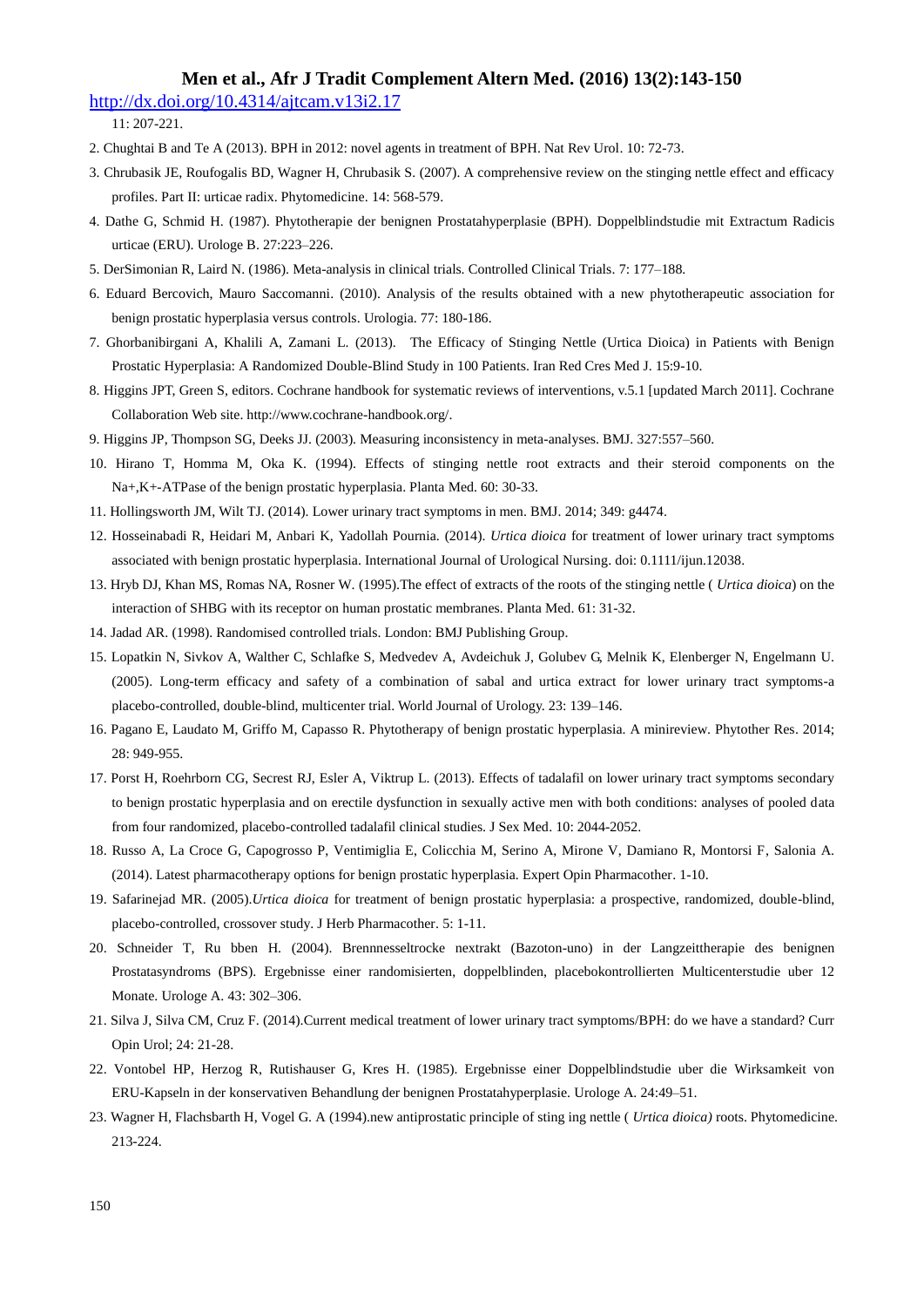11: 207-221.

2. Chughtai B and Te A (2013). BPH in 2012: novel agents in treatment of BPH. Nat Rev Urol. 10: 72-73.
3. Chrubasik JE, Roufogalis BD, Wagner H, Chrubasik S. (2007). A comprehensive review on the stinging nettle effect and efficacy profiles. Part II: urticae radix. Phytomedicine. 14: 568-579.
4. Dathe G, Schmid H. (1987). Phytotherapie der benignen Prostatahyperplasie (BPH). Doppelblindstudie mit Extractum Radicis urticae (ERU). Urologe B. 27:223–226.
5. DerSimonian R, Laird N. (1986). Meta-analysis in clinical trials. Controlled Clinical Trials. 7: 177–188.
6. Eduard Bercovich, Mauro Saccomanni. (2010). Analysis of the results obtained with a new phytotherapeutic association for benign prostatic hyperplasia versus controls. Urologia. 77: 180-186.
7. Ghorbanibirgani A, Khalili A, Zamani L. (2013). The Efficacy of Stinging Nettle (Urtica Dioica) in Patients with Benign Prostatic Hyperplasia: A Randomized Double-Blind Study in 100 Patients. Iran Red Cres Med J. 15:9-10.
8. Higgins JPT, Green S, editors. Cochrane handbook for systematic reviews of interventions, v.5.1 [updated March 2011]. Cochrane Collaboration Web site. http://www.cochrane-handbook.org/.
9. Higgins JP, Thompson SG, Deeks JJ. (2003). Measuring inconsistency in meta-analyses. BMJ. 327:557–560.
10. Hirano T, Homma M, Oka K. (1994). Effects of stinging nettle root extracts and their steroid components on the Na+,K+-ATPase of the benign prostatic hyperplasia. Planta Med. 60: 30-33.
11. Hollingsworth JM, Wilt TJ. (2014). Lower urinary tract symptoms in men. BMJ. 2014; 349: g4474.
12. Hosseinabadi R, Heidari M, Anbari K, Yadollah Pournia. (2014). *Urtica dioica* for treatment of lower urinary tract symptoms associated with benign prostatic hyperplasia. International Journal of Urological Nursing. doi: 0.1111/ijun.12038.
13. Hryb DJ, Khan MS, Romas NA, Rosner W. (1995).The effect of extracts of the roots of the stinging nettle ( *Urtica dioica*) on the interaction of SHBG with its receptor on human prostatic membranes. Planta Med. 61: 31-32.
14. Jadad AR. (1998). Randomised controlled trials. London: BMJ Publishing Group.
15. Lopatkin N, Sivkov A, Walther C, Schlafke S, Medvedev A, Avdeichuk J, Golubev G, Melnik K, Elenberger N, Engelmann U. (2005). Long-term efficacy and safety of a combination of sabal and urtica extract for lower urinary tract symptoms-a placebo-controlled, double-blind, multicenter trial. World Journal of Urology. 23: 139–146.
16. Pagano E, Laudato M, Griffo M, Capasso R. Phytotherapy of benign prostatic hyperplasia. A minireview. Phytother Res. 2014; 28: 949-955.
17. Porst H, Roehrborn CG, Secrest RJ, Esler A, Viktrup L. (2013). Effects of tadalafil on lower urinary tract symptoms secondary to benign prostatic hyperplasia and on erectile dysfunction in sexually active men with both conditions: analyses of pooled data from four randomized, placebo-controlled tadalafil clinical studies. J Sex Med. 10: 2044-2052.
18. Russo A, La Croce G, Capogrosso P, Ventimiglia E, Colicchia M, Serino A, Mirone V, Damiano R, Montorsi F, Salonia A. (2014). Latest pharmacotherapy options for benign prostatic hyperplasia. Expert Opin Pharmacother. 1-10.
19. Safarinejad MR. (2005).*Urtica dioica* for treatment of benign prostatic hyperplasia: a prospective, randomized, double-blind, placebo-controlled, crossover study. J Herb Pharmacother. 5: 1-11.
20. Schneider T, Ru bben H. (2004). Brennnesseltrocke nextrakt (Bazoton-uno) in der Langzeittherapie des benignen Prostatasyndroms (BPS). Ergebnisse einer randomisierten, doppelblinden, placebokontrollierten Multicenterstudie uber 12 Monate. Urologe A. 43: 302–306.
21. Silva J, Silva CM, Cruz F. (2014).Current medical treatment of lower urinary tract symptoms/BPH: do we have a standard? Curr Opin Urol; 24: 21-28.
22. Vontobel HP, Herzog R, Rutishauser G, Kres H. (1985). Ergebnisse einer Doppelblindstudie uber die Wirksamkeit von ERU-Kapseln in der konservativen Behandlung der benignen Prostatahyperplasie. Urologe A. 24:49–51.
23. Wagner H, Flachsbarth H, Vogel G. A (1994).new antiprostatic principle of sting ing nettle ( *Urtica dioica)* roots. Phytomedicine. 213-224.